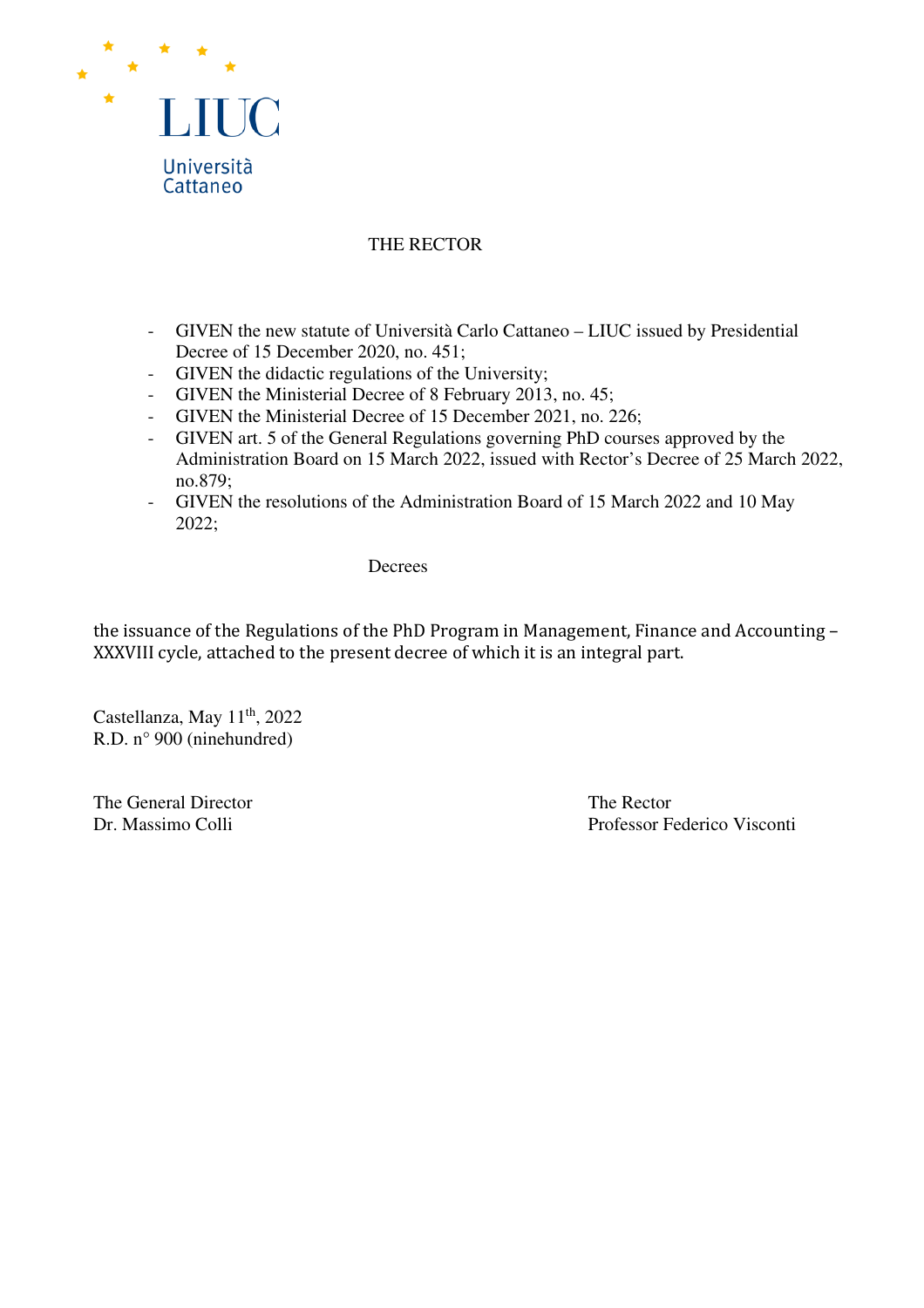LIUC

Università Cattaneo

# THE RECTOR

- GIVEN the new statute of Università Carlo Cattaneo – LIUC issued by Presidential Decree of 15 December 2020, no. 451;
- GIVEN the didactic regulations of the University;
- GIVEN the Ministerial Decree of 8 February 2013, no. 45;
- GIVEN the Ministerial Decree of 15 December 2021, no. 226;
- GIVEN art. 5 of the General Regulations governing PhD courses approved by the Administration Board on 15 March 2022, issued with Rector's Decree of 25 March 2022, no.879;
- GIVEN the resolutions of the Administration Board of 15 March 2022 and 10 May 2022;

Decrees

the issuance of the Regulations of the PhD Program in Management, Finance and Accounting – XXXVIII cycle, attached to the present decree of which it is an integral part.

Castellanza, May 11th, 2022
R.D. n° 900 (ninehundred)

The General Director
Dr. Massimo Colli

The Rector
Professor Federico Visconti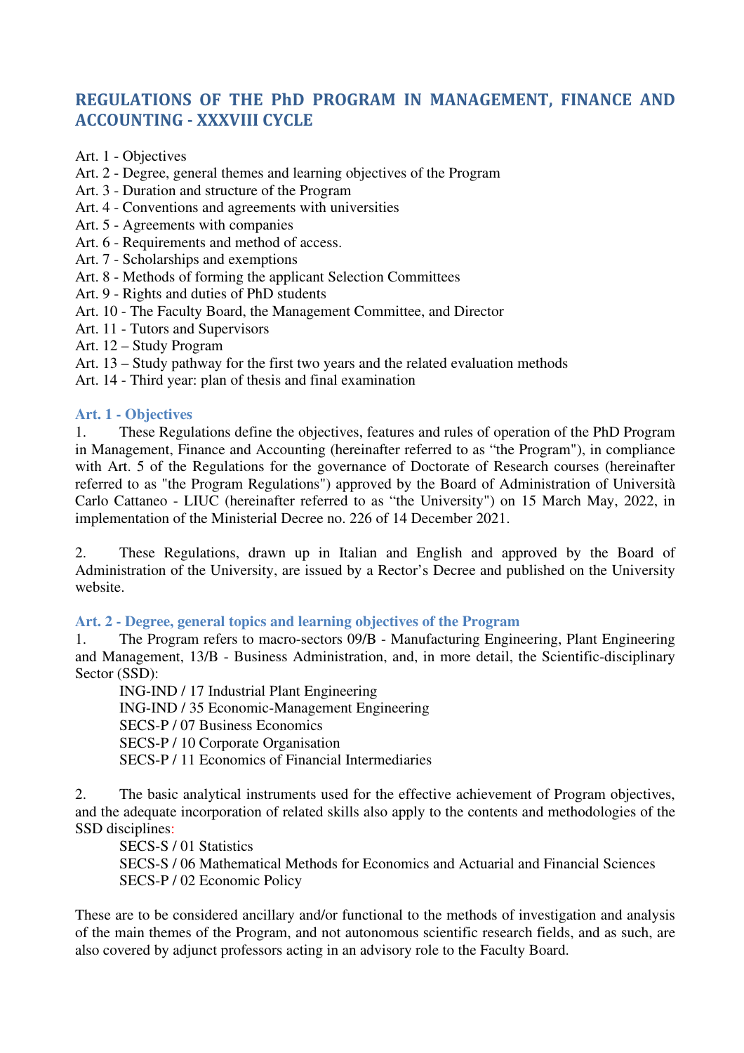## REGULATIONS OF THE PhD PROGRAM IN MANAGEMENT, FINANCE AND ACCOUNTING - XXXVIII CYCLE

Art. 1 - Objectives
Art. 2 - Degree, general themes and learning objectives of the Program
Art. 3 - Duration and structure of the Program
Art. 4 - Conventions and agreements with universities
Art. 5 - Agreements with companies
Art. 6 - Requirements and method of access.
Art. 7 - Scholarships and exemptions
Art. 8 - Methods of forming the applicant Selection Committees
Art. 9 - Rights and duties of PhD students
Art. 10 - The Faculty Board, the Management Committee, and Director
Art. 11 - Tutors and Supervisors
Art. 12 – Study Program
Art. 13 – Study pathway for the first two years and the related evaluation methods
Art. 14 - Third year: plan of thesis and final examination

### Art. 1 - Objectives

1. These Regulations define the objectives, features and rules of operation of the PhD Program in Management, Finance and Accounting (hereinafter referred to as "the Program"), in compliance with Art. 5 of the Regulations for the governance of Doctorate of Research courses (hereinafter referred to as "the Program Regulations") approved by the Board of Administration of Università Carlo Cattaneo - LIUC (hereinafter referred to as "the University") on 15 March May, 2022, in implementation of the Ministerial Decree no. 226 of 14 December 2021.

2. These Regulations, drawn up in Italian and English and approved by the Board of Administration of the University, are issued by a Rector's Decree and published on the University website.

### Art. 2 - Degree, general topics and learning objectives of the Program

1. The Program refers to macro-sectors 09/B - Manufacturing Engineering, Plant Engineering and Management, 13/B - Business Administration, and, in more detail, the Scientific-disciplinary Sector (SSD):

ING-IND / 17 Industrial Plant Engineering
ING-IND / 35 Economic-Management Engineering
SECS-P / 07 Business Economics
SECS-P / 10 Corporate Organisation
SECS-P / 11 Economics of Financial Intermediaries

2. The basic analytical instruments used for the effective achievement of Program objectives, and the adequate incorporation of related skills also apply to the contents and methodologies of the SSD disciplines:

SECS-S / 01 Statistics
SECS-S / 06 Mathematical Methods for Economics and Actuarial and Financial Sciences
SECS-P / 02 Economic Policy

These are to be considered ancillary and/or functional to the methods of investigation and analysis of the main themes of the Program, and not autonomous scientific research fields, and as such, are also covered by adjunct professors acting in an advisory role to the Faculty Board.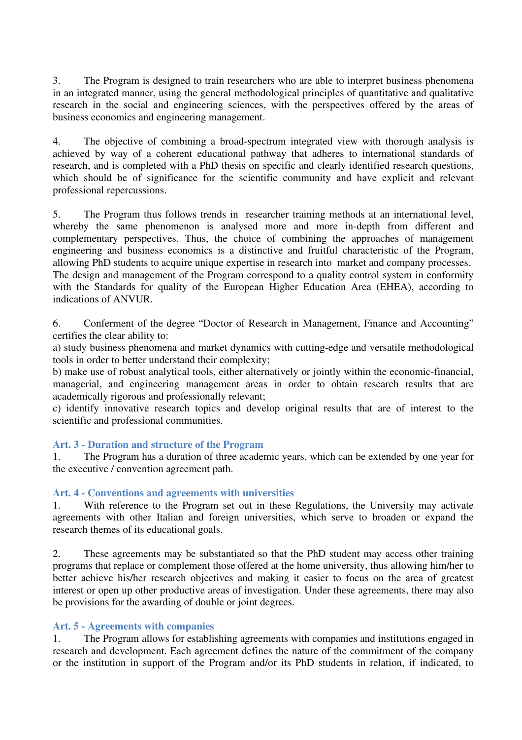3. The Program is designed to train researchers who are able to interpret business phenomena in an integrated manner, using the general methodological principles of quantitative and qualitative research in the social and engineering sciences, with the perspectives offered by the areas of business economics and engineering management.

4. The objective of combining a broad-spectrum integrated view with thorough analysis is achieved by way of a coherent educational pathway that adheres to international standards of research, and is completed with a PhD thesis on specific and clearly identified research questions, which should be of significance for the scientific community and have explicit and relevant professional repercussions.

5. The Program thus follows trends in researcher training methods at an international level, whereby the same phenomenon is analysed more and more in-depth from different and complementary perspectives. Thus, the choice of combining the approaches of management engineering and business economics is a distinctive and fruitful characteristic of the Program, allowing PhD students to acquire unique expertise in research into market and company processes.
The design and management of the Program correspond to a quality control system in conformity with the Standards for quality of the European Higher Education Area (EHEA), according to indications of ANVUR.

6. Conferment of the degree "Doctor of Research in Management, Finance and Accounting" certifies the clear ability to:
a) study business phenomena and market dynamics with cutting-edge and versatile methodological tools in order to better understand their complexity;
b) make use of robust analytical tools, either alternatively or jointly within the economic-financial, managerial, and engineering management areas in order to obtain research results that are academically rigorous and professionally relevant;
c) identify innovative research topics and develop original results that are of interest to the scientific and professional communities.

### Art. 3 - Duration and structure of the Program

1. The Program has a duration of three academic years, which can be extended by one year for the executive / convention agreement path.

### Art. 4 - Conventions and agreements with universities

1. With reference to the Program set out in these Regulations, the University may activate agreements with other Italian and foreign universities, which serve to broaden or expand the research themes of its educational goals.

2. These agreements may be substantiated so that the PhD student may access other training programs that replace or complement those offered at the home university, thus allowing him/her to better achieve his/her research objectives and making it easier to focus on the area of greatest interest or open up other productive areas of investigation. Under these agreements, there may also be provisions for the awarding of double or joint degrees.

### Art. 5 - Agreements with companies

1. The Program allows for establishing agreements with companies and institutions engaged in research and development. Each agreement defines the nature of the commitment of the company or the institution in support of the Program and/or its PhD students in relation, if indicated, to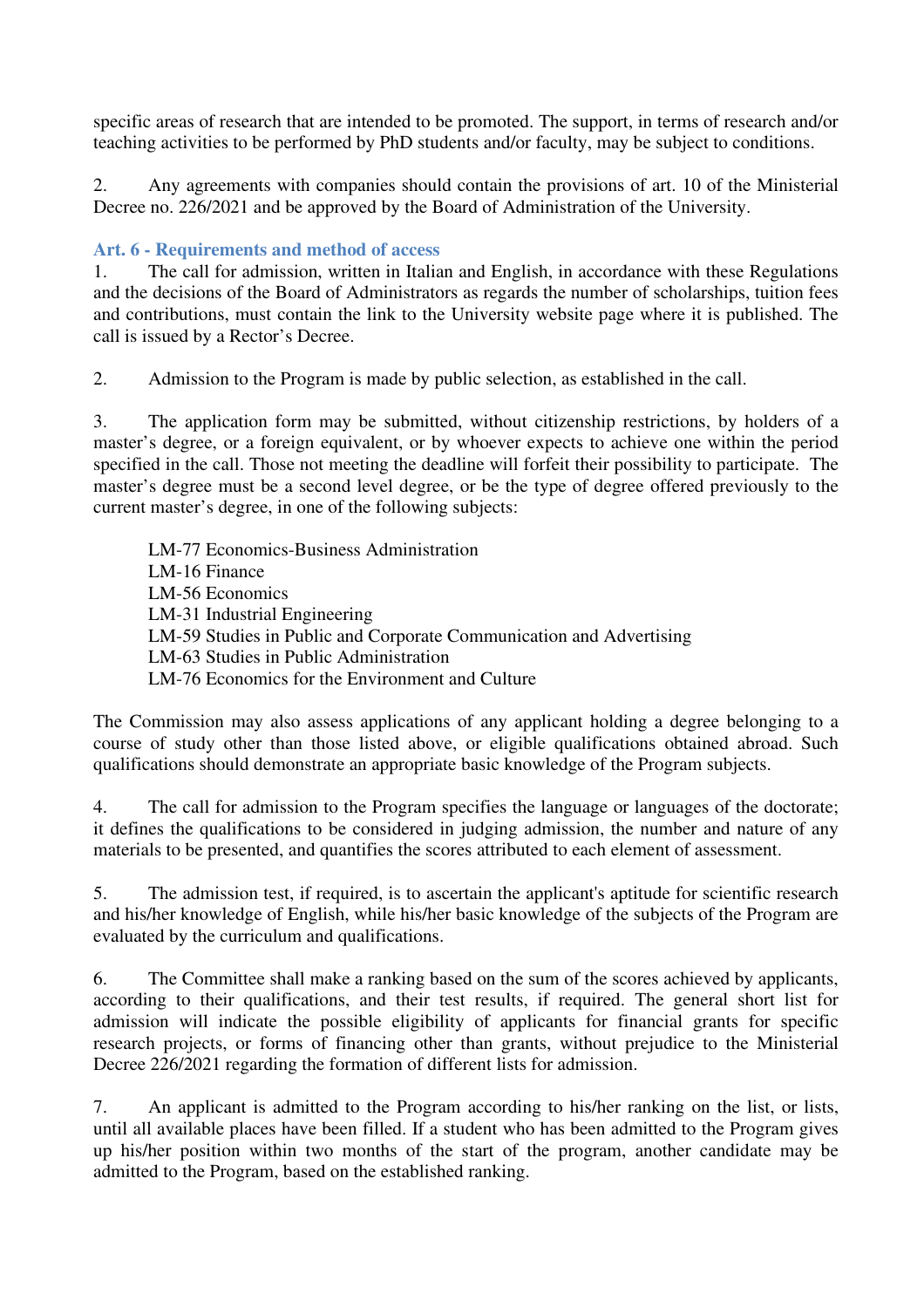specific areas of research that are intended to be promoted. The support, in terms of research and/or teaching activities to be performed by PhD students and/or faculty, may be subject to conditions.

2. Any agreements with companies should contain the provisions of art. 10 of the Ministerial Decree no. 226/2021 and be approved by the Board of Administration of the University.

### Art. 6 - Requirements and method of access

1. The call for admission, written in Italian and English, in accordance with these Regulations and the decisions of the Board of Administrators as regards the number of scholarships, tuition fees and contributions, must contain the link to the University website page where it is published. The call is issued by a Rector's Decree.

2. Admission to the Program is made by public selection, as established in the call.

3. The application form may be submitted, without citizenship restrictions, by holders of a master's degree, or a foreign equivalent, or by whoever expects to achieve one within the period specified in the call. Those not meeting the deadline will forfeit their possibility to participate. The master's degree must be a second level degree, or be the type of degree offered previously to the current master's degree, in one of the following subjects:

LM-77 Economics-Business Administration
LM-16 Finance
LM-56 Economics
LM-31 Industrial Engineering
LM-59 Studies in Public and Corporate Communication and Advertising
LM-63 Studies in Public Administration
LM-76 Economics for the Environment and Culture

The Commission may also assess applications of any applicant holding a degree belonging to a course of study other than those listed above, or eligible qualifications obtained abroad. Such qualifications should demonstrate an appropriate basic knowledge of the Program subjects.

4. The call for admission to the Program specifies the language or languages of the doctorate; it defines the qualifications to be considered in judging admission, the number and nature of any materials to be presented, and quantifies the scores attributed to each element of assessment.

5. The admission test, if required, is to ascertain the applicant's aptitude for scientific research and his/her knowledge of English, while his/her basic knowledge of the subjects of the Program are evaluated by the curriculum and qualifications.

6. The Committee shall make a ranking based on the sum of the scores achieved by applicants, according to their qualifications, and their test results, if required. The general short list for admission will indicate the possible eligibility of applicants for financial grants for specific research projects, or forms of financing other than grants, without prejudice to the Ministerial Decree 226/2021 regarding the formation of different lists for admission.

7. An applicant is admitted to the Program according to his/her ranking on the list, or lists, until all available places have been filled. If a student who has been admitted to the Program gives up his/her position within two months of the start of the program, another candidate may be admitted to the Program, based on the established ranking.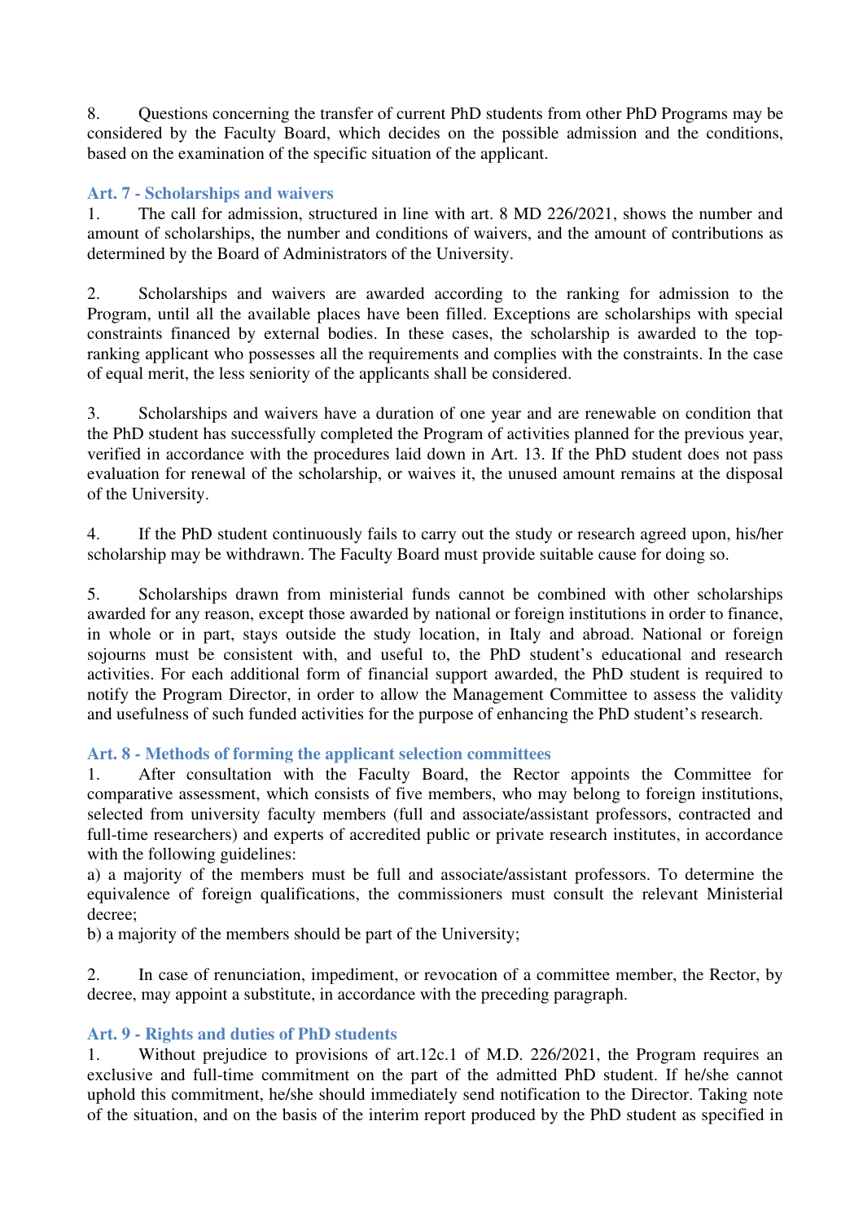8. Questions concerning the transfer of current PhD students from other PhD Programs may be considered by the Faculty Board, which decides on the possible admission and the conditions, based on the examination of the specific situation of the applicant.

### Art. 7 - Scholarships and waivers

1. The call for admission, structured in line with art. 8 MD 226/2021, shows the number and amount of scholarships, the number and conditions of waivers, and the amount of contributions as determined by the Board of Administrators of the University.

2. Scholarships and waivers are awarded according to the ranking for admission to the Program, until all the available places have been filled. Exceptions are scholarships with special constraints financed by external bodies. In these cases, the scholarship is awarded to the top-ranking applicant who possesses all the requirements and complies with the constraints. In the case of equal merit, the less seniority of the applicants shall be considered.

3. Scholarships and waivers have a duration of one year and are renewable on condition that the PhD student has successfully completed the Program of activities planned for the previous year, verified in accordance with the procedures laid down in Art. 13. If the PhD student does not pass evaluation for renewal of the scholarship, or waives it, the unused amount remains at the disposal of the University.

4. If the PhD student continuously fails to carry out the study or research agreed upon, his/her scholarship may be withdrawn. The Faculty Board must provide suitable cause for doing so.

5. Scholarships drawn from ministerial funds cannot be combined with other scholarships awarded for any reason, except those awarded by national or foreign institutions in order to finance, in whole or in part, stays outside the study location, in Italy and abroad. National or foreign sojourns must be consistent with, and useful to, the PhD student's educational and research activities. For each additional form of financial support awarded, the PhD student is required to notify the Program Director, in order to allow the Management Committee to assess the validity and usefulness of such funded activities for the purpose of enhancing the PhD student's research.

### Art. 8 - Methods of forming the applicant selection committees

1. After consultation with the Faculty Board, the Rector appoints the Committee for comparative assessment, which consists of five members, who may belong to foreign institutions, selected from university faculty members (full and associate/assistant professors, contracted and full-time researchers) and experts of accredited public or private research institutes, in accordance with the following guidelines:

a) a majority of the members must be full and associate/assistant professors. To determine the equivalence of foreign qualifications, the commissioners must consult the relevant Ministerial decree;

b) a majority of the members should be part of the University;

2. In case of renunciation, impediment, or revocation of a committee member, the Rector, by decree, may appoint a substitute, in accordance with the preceding paragraph.

### Art. 9 - Rights and duties of PhD students

1. Without prejudice to provisions of art.12c.1 of M.D. 226/2021, the Program requires an exclusive and full-time commitment on the part of the admitted PhD student. If he/she cannot uphold this commitment, he/she should immediately send notification to the Director. Taking note of the situation, and on the basis of the interim report produced by the PhD student as specified in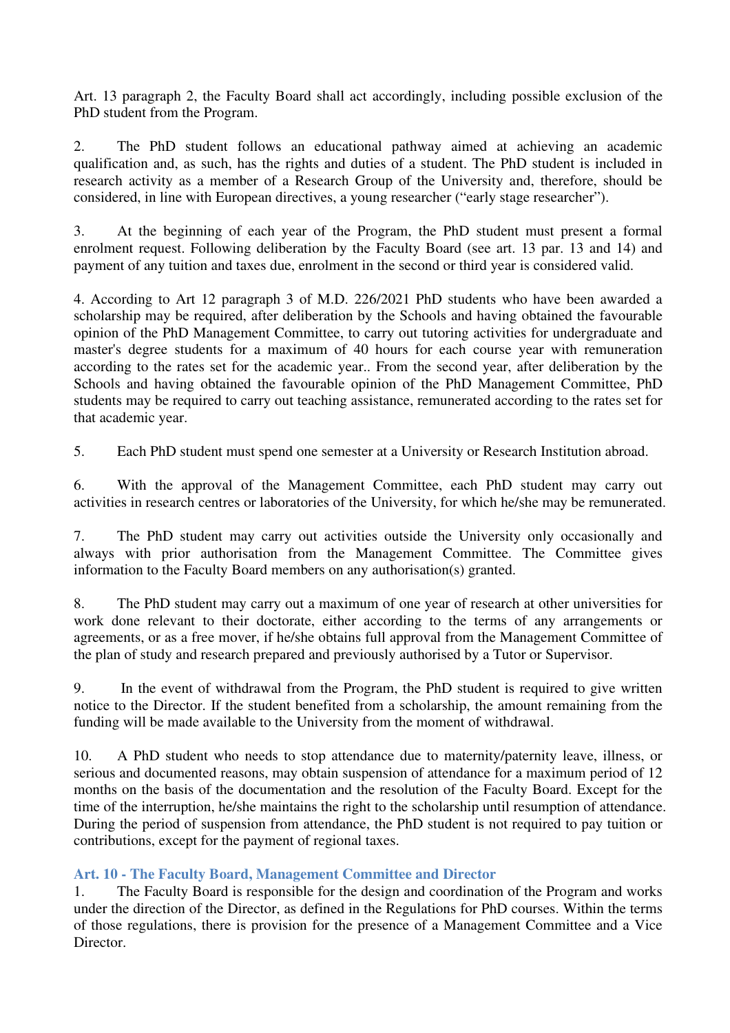Art. 13 paragraph 2, the Faculty Board shall act accordingly, including possible exclusion of the PhD student from the Program.

2. The PhD student follows an educational pathway aimed at achieving an academic qualification and, as such, has the rights and duties of a student. The PhD student is included in research activity as a member of a Research Group of the University and, therefore, should be considered, in line with European directives, a young researcher ("early stage researcher").

3. At the beginning of each year of the Program, the PhD student must present a formal enrolment request. Following deliberation by the Faculty Board (see art. 13 par. 13 and 14) and payment of any tuition and taxes due, enrolment in the second or third year is considered valid.

4. According to Art 12 paragraph 3 of M.D. 226/2021 PhD students who have been awarded a scholarship may be required, after deliberation by the Schools and having obtained the favourable opinion of the PhD Management Committee, to carry out tutoring activities for undergraduate and master's degree students for a maximum of 40 hours for each course year with remuneration according to the rates set for the academic year.. From the second year, after deliberation by the Schools and having obtained the favourable opinion of the PhD Management Committee, PhD students may be required to carry out teaching assistance, remunerated according to the rates set for that academic year.

5. Each PhD student must spend one semester at a University or Research Institution abroad.

6. With the approval of the Management Committee, each PhD student may carry out activities in research centres or laboratories of the University, for which he/she may be remunerated.

7. The PhD student may carry out activities outside the University only occasionally and always with prior authorisation from the Management Committee. The Committee gives information to the Faculty Board members on any authorisation(s) granted.

8. The PhD student may carry out a maximum of one year of research at other universities for work done relevant to their doctorate, either according to the terms of any arrangements or agreements, or as a free mover, if he/she obtains full approval from the Management Committee of the plan of study and research prepared and previously authorised by a Tutor or Supervisor.

9. In the event of withdrawal from the Program, the PhD student is required to give written notice to the Director. If the student benefited from a scholarship, the amount remaining from the funding will be made available to the University from the moment of withdrawal.

10. A PhD student who needs to stop attendance due to maternity/paternity leave, illness, or serious and documented reasons, may obtain suspension of attendance for a maximum period of 12 months on the basis of the documentation and the resolution of the Faculty Board. Except for the time of the interruption, he/she maintains the right to the scholarship until resumption of attendance. During the period of suspension from attendance, the PhD student is not required to pay tuition or contributions, except for the payment of regional taxes.

### Art. 10 - The Faculty Board, Management Committee and Director

1. The Faculty Board is responsible for the design and coordination of the Program and works under the direction of the Director, as defined in the Regulations for PhD courses. Within the terms of those regulations, there is provision for the presence of a Management Committee and a Vice Director.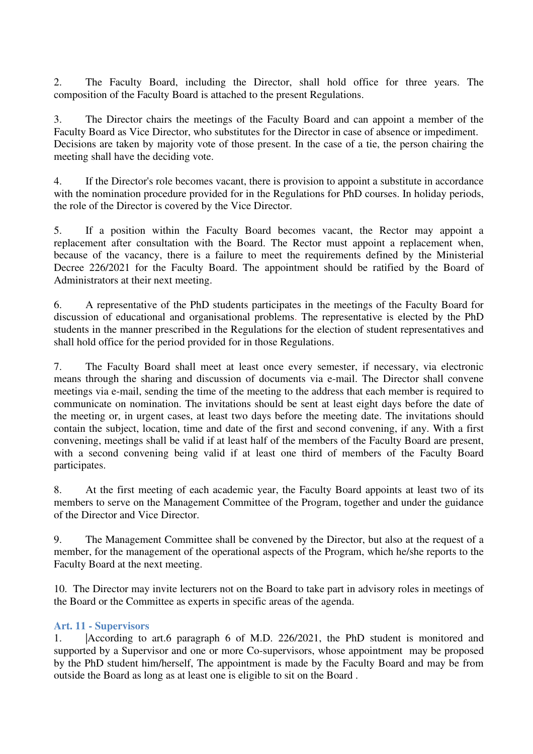2. The Faculty Board, including the Director, shall hold office for three years. The composition of the Faculty Board is attached to the present Regulations.

3. The Director chairs the meetings of the Faculty Board and can appoint a member of the Faculty Board as Vice Director, who substitutes for the Director in case of absence or impediment. Decisions are taken by majority vote of those present. In the case of a tie, the person chairing the meeting shall have the deciding vote.

4. If the Director's role becomes vacant, there is provision to appoint a substitute in accordance with the nomination procedure provided for in the Regulations for PhD courses. In holiday periods, the role of the Director is covered by the Vice Director.

5. If a position within the Faculty Board becomes vacant, the Rector may appoint a replacement after consultation with the Board. The Rector must appoint a replacement when, because of the vacancy, there is a failure to meet the requirements defined by the Ministerial Decree 226/2021 for the Faculty Board. The appointment should be ratified by the Board of Administrators at their next meeting.

6. A representative of the PhD students participates in the meetings of the Faculty Board for discussion of educational and organisational problems. The representative is elected by the PhD students in the manner prescribed in the Regulations for the election of student representatives and shall hold office for the period provided for in those Regulations.

7. The Faculty Board shall meet at least once every semester, if necessary, via electronic means through the sharing and discussion of documents via e-mail. The Director shall convene meetings via e-mail, sending the time of the meeting to the address that each member is required to communicate on nomination. The invitations should be sent at least eight days before the date of the meeting or, in urgent cases, at least two days before the meeting date. The invitations should contain the subject, location, time and date of the first and second convening, if any. With a first convening, meetings shall be valid if at least half of the members of the Faculty Board are present, with a second convening being valid if at least one third of members of the Faculty Board participates.

8. At the first meeting of each academic year, the Faculty Board appoints at least two of its members to serve on the Management Committee of the Program, together and under the guidance of the Director and Vice Director.

9. The Management Committee shall be convened by the Director, but also at the request of a member, for the management of the operational aspects of the Program, which he/she reports to the Faculty Board at the next meeting.

10. The Director may invite lecturers not on the Board to take part in advisory roles in meetings of the Board or the Committee as experts in specific areas of the agenda.

### Art. 11 - Supervisors

1. |According to art.6 paragraph 6 of M.D. 226/2021, the PhD student is monitored and supported by a Supervisor and one or more Co-supervisors, whose appointment may be proposed by the PhD student him/herself, The appointment is made by the Faculty Board and may be from outside the Board as long as at least one is eligible to sit on the Board .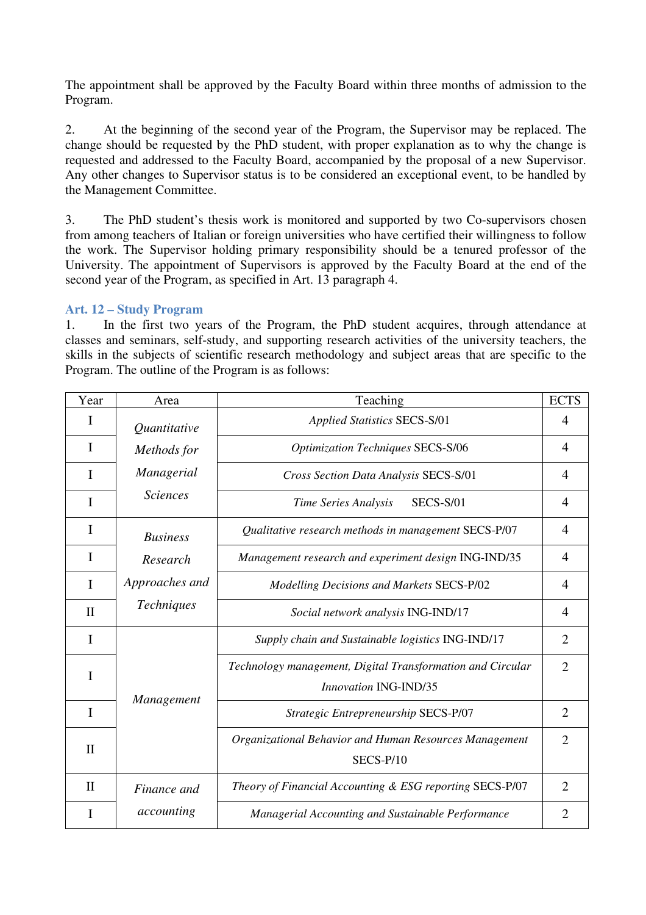The appointment shall be approved by the Faculty Board within three months of admission to the Program.

2. At the beginning of the second year of the Program, the Supervisor may be replaced. The change should be requested by the PhD student, with proper explanation as to why the change is requested and addressed to the Faculty Board, accompanied by the proposal of a new Supervisor. Any other changes to Supervisor status is to be considered an exceptional event, to be handled by the Management Committee.

3. The PhD student's thesis work is monitored and supported by two Co-supervisors chosen from among teachers of Italian or foreign universities who have certified their willingness to follow the work. The Supervisor holding primary responsibility should be a tenured professor of the University. The appointment of Supervisors is approved by the Faculty Board at the end of the second year of the Program, as specified in Art. 13 paragraph 4.

### Art. 12 – Study Program

1. In the first two years of the Program, the PhD student acquires, through attendance at classes and seminars, self-study, and supporting research activities of the university teachers, the skills in the subjects of scientific research methodology and subject areas that are specific to the Program. The outline of the Program is as follows:

| Year | Area | Teaching | ECTS |
|---|---|---|---|
| I | *Quantitative Methods for Managerial Sciences* | *Applied Statistics* SECS-S/01 | 4 |
| I | | *Optimization Techniques* SECS-S/06 | 4 |
| I | | *Cross Section Data Analysis* SECS-S/01 | 4 |
| I | | *Time Series Analysis* SECS-S/01 | 4 |
| I | *Business Research Approaches and Techniques* | *Qualitative research methods in management* SECS-P/07 | 4 |
| I | | *Management research and experiment design* ING-IND/35 | 4 |
| I | | *Modelling Decisions and Markets* SECS-P/02 | 4 |
| II | | *Social network analysis* ING-IND/17 | 4 |
| I | *Management* | *Supply chain and Sustainable logistics* ING-IND/17 | 2 |
| I | | *Technology management, Digital Transformation and Circular Innovation* ING-IND/35 | 2 |
| I | | *Strategic Entrepreneurship* SECS-P/07 | 2 |
| II | | *Organizational Behavior and Human Resources Management* SECS-P/10 | 2 |
| II | *Finance and accounting* | *Theory of Financial Accounting & ESG reporting* SECS-P/07 | 2 |
| I | | *Managerial Accounting and Sustainable Performance* | 2 |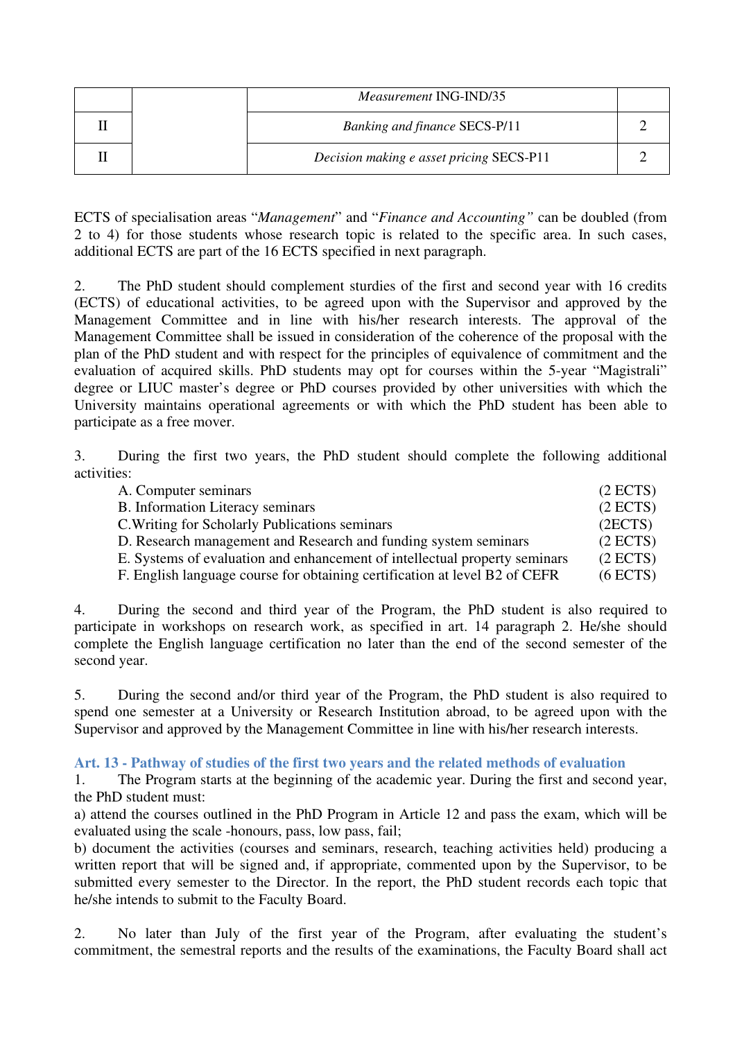| | | | |
|---|---|---|---|
| | | *Measurement* ING-IND/35 | |
| II | | *Banking and finance* SECS-P/11 | 2 |
| II | | *Decision making e asset pricing* SECS-P11 | 2 |

ECTS of specialisation areas "*Management*" and "*Finance and Accounting"* can be doubled (from 2 to 4) for those students whose research topic is related to the specific area. In such cases, additional ECTS are part of the 16 ECTS specified in next paragraph.

2. The PhD student should complement sturdies of the first and second year with 16 credits (ECTS) of educational activities, to be agreed upon with the Supervisor and approved by the Management Committee and in line with his/her research interests. The approval of the Management Committee shall be issued in consideration of the coherence of the proposal with the plan of the PhD student and with respect for the principles of equivalence of commitment and the evaluation of acquired skills. PhD students may opt for courses within the 5-year "Magistrali" degree or LIUC master's degree or PhD courses provided by other universities with which the University maintains operational agreements or with which the PhD student has been able to participate as a free mover.

3. During the first two years, the PhD student should complete the following additional activities:

| | |
|---|---|
| A. Computer seminars | (2 ECTS) |
| B. Information Literacy seminars | (2 ECTS) |
| C.Writing for Scholarly Publications seminars | (2ECTS) |
| D. Research management and Research and funding system seminars | (2 ECTS) |
| E. Systems of evaluation and enhancement of intellectual property seminars | (2 ECTS) |
| F. English language course for obtaining certification at level B2 of CEFR | (6 ECTS) |

4. During the second and third year of the Program, the PhD student is also required to participate in workshops on research work, as specified in art. 14 paragraph 2. He/she should complete the English language certification no later than the end of the second semester of the second year.

5. During the second and/or third year of the Program, the PhD student is also required to spend one semester at a University or Research Institution abroad, to be agreed upon with the Supervisor and approved by the Management Committee in line with his/her research interests.

### Art. 13 - Pathway of studies of the first two years and the related methods of evaluation

1. The Program starts at the beginning of the academic year. During the first and second year, the PhD student must:

a) attend the courses outlined in the PhD Program in Article 12 and pass the exam, which will be evaluated using the scale -honours, pass, low pass, fail;

b) document the activities (courses and seminars, research, teaching activities held) producing a written report that will be signed and, if appropriate, commented upon by the Supervisor, to be submitted every semester to the Director. In the report, the PhD student records each topic that he/she intends to submit to the Faculty Board.

2. No later than July of the first year of the Program, after evaluating the student's commitment, the semestral reports and the results of the examinations, the Faculty Board shall act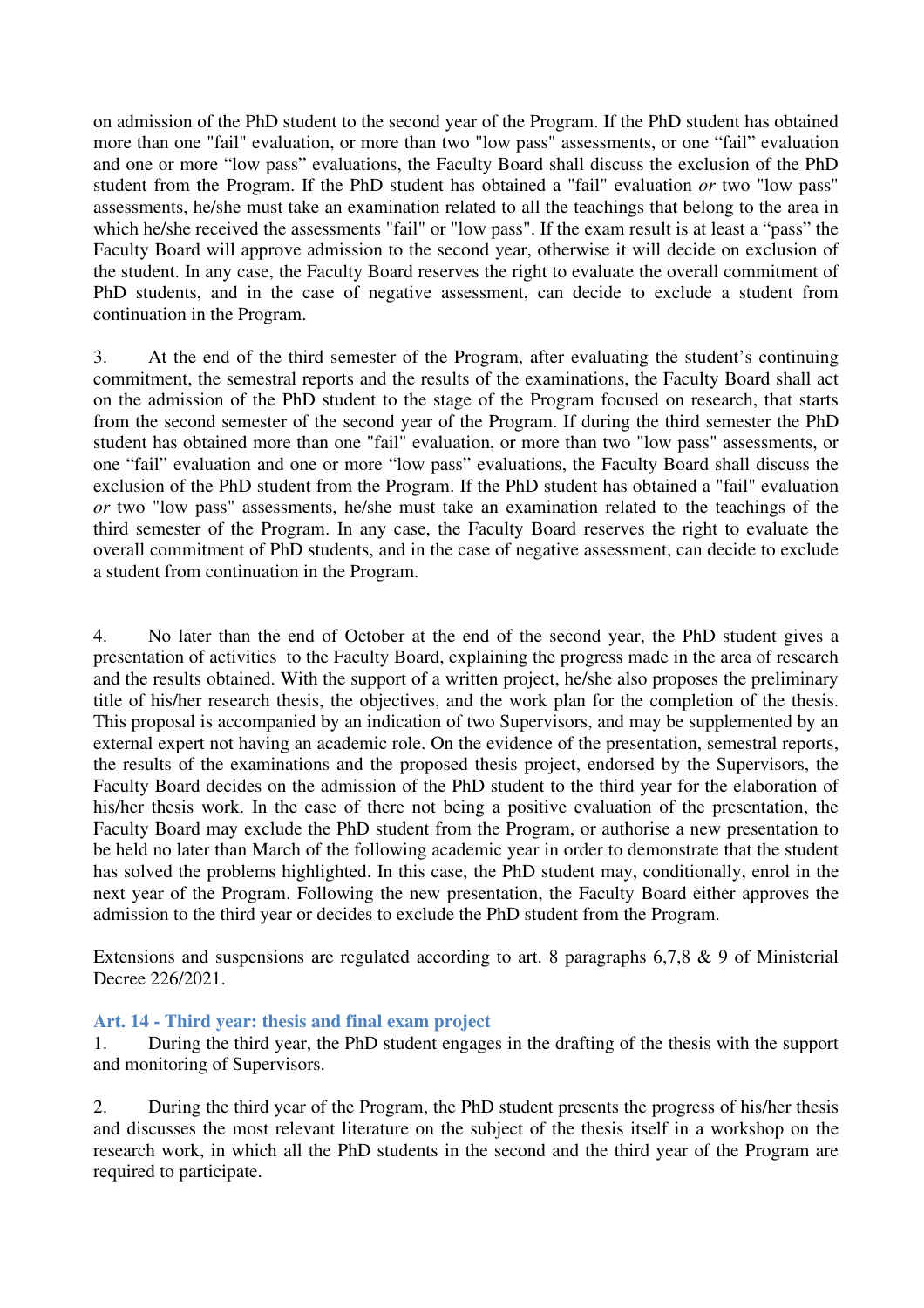on admission of the PhD student to the second year of the Program. If the PhD student has obtained more than one "fail" evaluation, or more than two "low pass" assessments, or one "fail" evaluation and one or more "low pass" evaluations, the Faculty Board shall discuss the exclusion of the PhD student from the Program. If the PhD student has obtained a "fail" evaluation *or* two "low pass" assessments, he/she must take an examination related to all the teachings that belong to the area in which he/she received the assessments "fail" or "low pass". If the exam result is at least a "pass" the Faculty Board will approve admission to the second year, otherwise it will decide on exclusion of the student. In any case, the Faculty Board reserves the right to evaluate the overall commitment of PhD students, and in the case of negative assessment, can decide to exclude a student from continuation in the Program.

3. At the end of the third semester of the Program, after evaluating the student's continuing commitment, the semestral reports and the results of the examinations, the Faculty Board shall act on the admission of the PhD student to the stage of the Program focused on research, that starts from the second semester of the second year of the Program. If during the third semester the PhD student has obtained more than one "fail" evaluation, or more than two "low pass" assessments, or one "fail" evaluation and one or more "low pass" evaluations, the Faculty Board shall discuss the exclusion of the PhD student from the Program. If the PhD student has obtained a "fail" evaluation *or* two "low pass" assessments, he/she must take an examination related to the teachings of the third semester of the Program. In any case, the Faculty Board reserves the right to evaluate the overall commitment of PhD students, and in the case of negative assessment, can decide to exclude a student from continuation in the Program.

4. No later than the end of October at the end of the second year, the PhD student gives a presentation of activities to the Faculty Board, explaining the progress made in the area of research and the results obtained. With the support of a written project, he/she also proposes the preliminary title of his/her research thesis, the objectives, and the work plan for the completion of the thesis. This proposal is accompanied by an indication of two Supervisors, and may be supplemented by an external expert not having an academic role. On the evidence of the presentation, semestral reports, the results of the examinations and the proposed thesis project, endorsed by the Supervisors, the Faculty Board decides on the admission of the PhD student to the third year for the elaboration of his/her thesis work. In the case of there not being a positive evaluation of the presentation, the Faculty Board may exclude the PhD student from the Program, or authorise a new presentation to be held no later than March of the following academic year in order to demonstrate that the student has solved the problems highlighted. In this case, the PhD student may, conditionally, enrol in the next year of the Program. Following the new presentation, the Faculty Board either approves the admission to the third year or decides to exclude the PhD student from the Program.

Extensions and suspensions are regulated according to art. 8 paragraphs 6,7,8 & 9 of Ministerial Decree 226/2021.

### Art. 14 - Third year: thesis and final exam project

1. During the third year, the PhD student engages in the drafting of the thesis with the support and monitoring of Supervisors.

2. During the third year of the Program, the PhD student presents the progress of his/her thesis and discusses the most relevant literature on the subject of the thesis itself in a workshop on the research work, in which all the PhD students in the second and the third year of the Program are required to participate.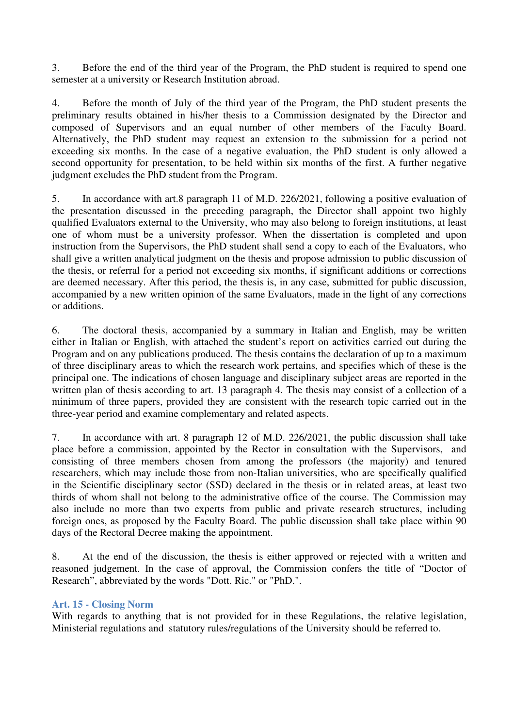3. Before the end of the third year of the Program, the PhD student is required to spend one semester at a university or Research Institution abroad.

4. Before the month of July of the third year of the Program, the PhD student presents the preliminary results obtained in his/her thesis to a Commission designated by the Director and composed of Supervisors and an equal number of other members of the Faculty Board. Alternatively, the PhD student may request an extension to the submission for a period not exceeding six months. In the case of a negative evaluation, the PhD student is only allowed a second opportunity for presentation, to be held within six months of the first. A further negative judgment excludes the PhD student from the Program.

5. In accordance with art.8 paragraph 11 of M.D. 226/2021, following a positive evaluation of the presentation discussed in the preceding paragraph, the Director shall appoint two highly qualified Evaluators external to the University, who may also belong to foreign institutions, at least one of whom must be a university professor. When the dissertation is completed and upon instruction from the Supervisors, the PhD student shall send a copy to each of the Evaluators, who shall give a written analytical judgment on the thesis and propose admission to public discussion of the thesis, or referral for a period not exceeding six months, if significant additions or corrections are deemed necessary. After this period, the thesis is, in any case, submitted for public discussion, accompanied by a new written opinion of the same Evaluators, made in the light of any corrections or additions.

6. The doctoral thesis, accompanied by a summary in Italian and English, may be written either in Italian or English, with attached the student's report on activities carried out during the Program and on any publications produced. The thesis contains the declaration of up to a maximum of three disciplinary areas to which the research work pertains, and specifies which of these is the principal one. The indications of chosen language and disciplinary subject areas are reported in the written plan of thesis according to art. 13 paragraph 4. The thesis may consist of a collection of a minimum of three papers, provided they are consistent with the research topic carried out in the three-year period and examine complementary and related aspects.

7. In accordance with art. 8 paragraph 12 of M.D. 226/2021, the public discussion shall take place before a commission, appointed by the Rector in consultation with the Supervisors, and consisting of three members chosen from among the professors (the majority) and tenured researchers, which may include those from non-Italian universities, who are specifically qualified in the Scientific disciplinary sector (SSD) declared in the thesis or in related areas, at least two thirds of whom shall not belong to the administrative office of the course. The Commission may also include no more than two experts from public and private research structures, including foreign ones, as proposed by the Faculty Board. The public discussion shall take place within 90 days of the Rectoral Decree making the appointment.

8. At the end of the discussion, the thesis is either approved or rejected with a written and reasoned judgement. In the case of approval, the Commission confers the title of "Doctor of Research", abbreviated by the words "Dott. Ric." or "PhD.".

### Art. 15 - Closing Norm

With regards to anything that is not provided for in these Regulations, the relative legislation, Ministerial regulations and statutory rules/regulations of the University should be referred to.